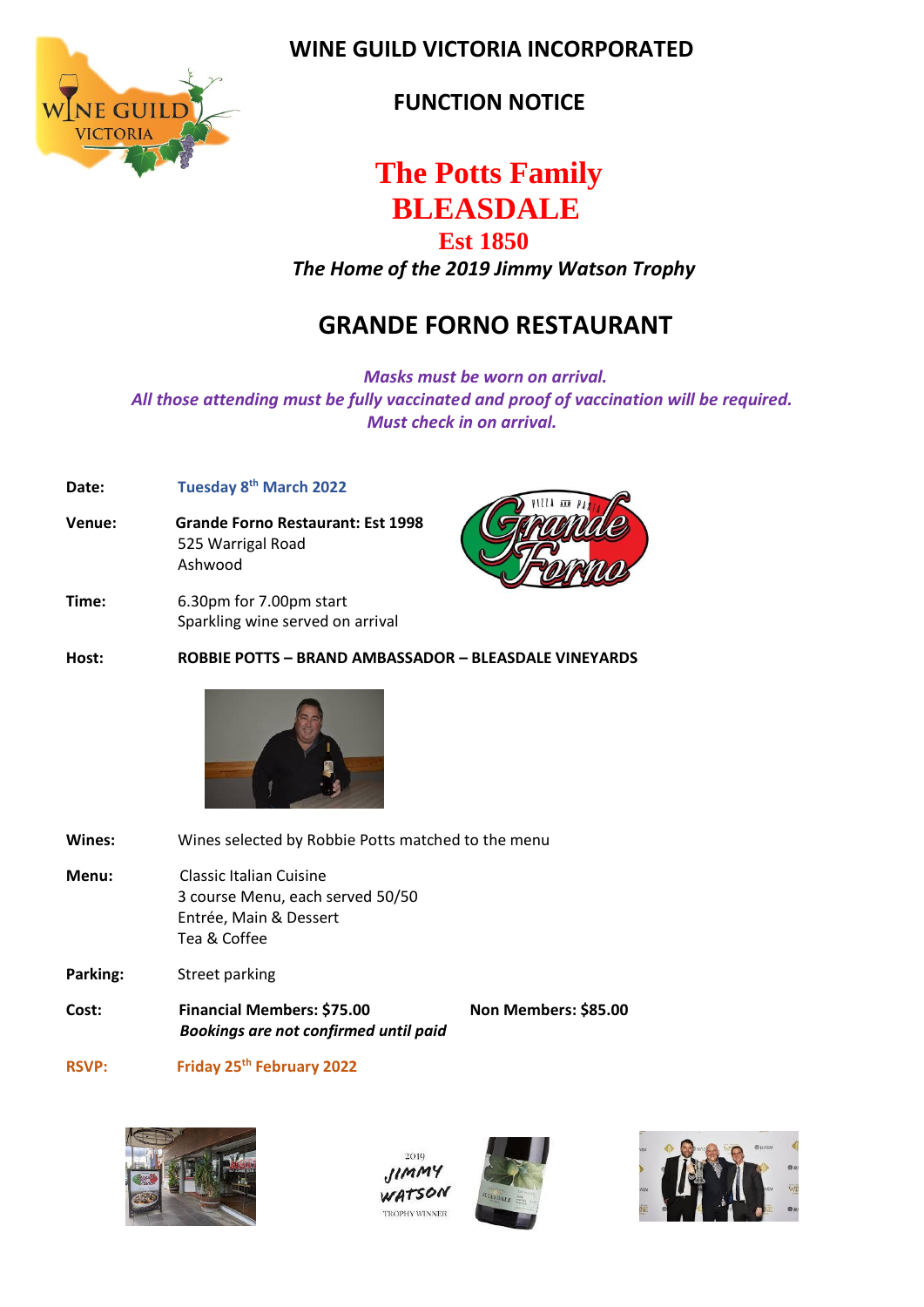# WINE GUILD VICTORIA INCORPORATED

## FUNCTION NOTICE

# The Potts Family
# BLEASDALE
## Est 1850

***The Home of the 2019 Jimmy Watson Trophy***

## GRANDE FORNO RESTAURANT

***Masks must be worn on arrival.***
***All those attending must be fully vaccinated and proof of vaccination will be required.***
***Must check in on arrival.***

**Date:** **Tuesday 8th March 2022**

**Venue:** **Grande Forno Restaurant: Est 1998**
525 Warrigal Road
Ashwood

**Time:** 6.30pm for 7.00pm start
Sparkling wine served on arrival

**Host:** **ROBBIE POTTS – BRAND AMBASSADOR – BLEASDALE VINEYARDS**

**Wines:** Wines selected by Robbie Potts matched to the menu

**Menu:** Classic Italian Cuisine
3 course Menu, each served 50/50
Entrée, Main & Dessert
Tea & Coffee

**Parking:** Street parking

**Cost:** **Financial Members: $75.00** **Non Members: $85.00**
***Bookings are not confirmed until paid***

**RSVP:** **Friday 25th February 2022**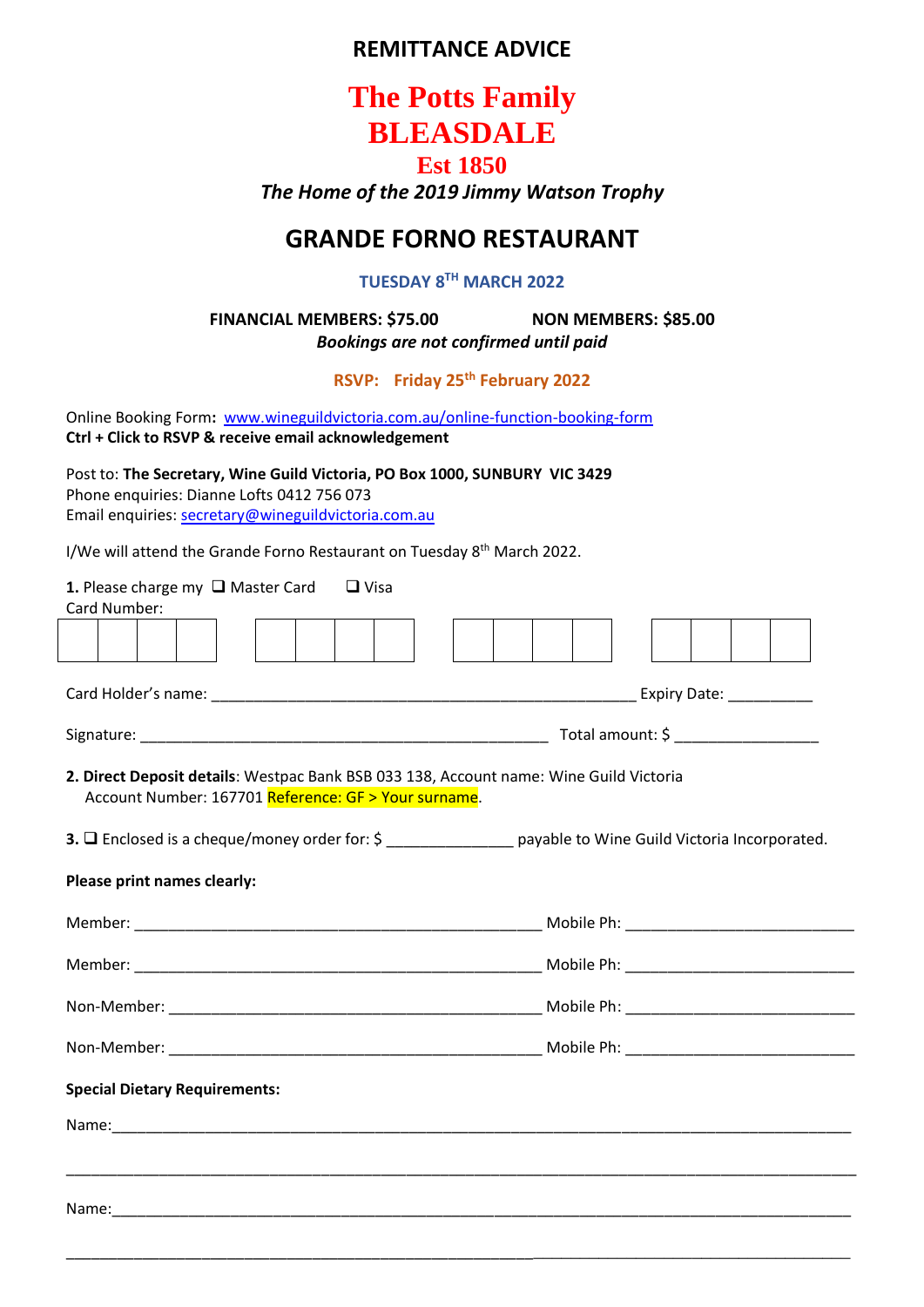# REMITTANCE ADVICE

## The Potts Family BLEASDALE

### Est 1850

*The Home of the 2019 Jimmy Watson Trophy*

## GRANDE FORNO RESTAURANT

**TUESDAY 8TH MARCH 2022**

**FINANCIAL MEMBERS: $75.00** **NON MEMBERS: $85.00**

***Bookings are not confirmed until paid***

**RSVP: Friday 25th February 2022**

Online Booking Form**:** www.wineguildvictoria.com.au/online-function-booking-form
**Ctrl + Click to RSVP & receive email acknowledgement**

Post to: **The Secretary, Wine Guild Victoria, PO Box 1000, SUNBURY VIC 3429**
Phone enquiries: Dianne Lofts 0412 756 073
Email enquiries: secretary@wineguildvictoria.com.au

I/We will attend the Grande Forno Restaurant on Tuesday 8th March 2022.

**1.** Please charge my ❑ Master Card ❑ Visa
Card Number:

| | | | | | | | | | | | | | | | |
|---|---|---|---|---|---|---|---|---|---|---|---|---|---|---|---|
| | | | | | | | | | | | | | | | |

Card Holder's name: ______________________________________________ Expiry Date: __________

Signature: ______________________________________________ Total amount: $ ________________

**2. Direct Deposit details**: Westpac Bank BSB 033 138, Account name: Wine Guild Victoria
Account Number: 167701 Reference: GF > Your surname.

**3.** ❑ Enclosed is a cheque/money order for: $ ______________ payable to Wine Guild Victoria Incorporated.

**Please print names clearly:**

Member: ______________________________________________ Mobile Ph: __________________________

Member: ______________________________________________ Mobile Ph: __________________________

Non-Member: __________________________________________ Mobile Ph: __________________________

Non-Member: __________________________________________ Mobile Ph: __________________________

**Special Dietary Requirements:**

Name:______________________________________________________________________________

____________________________________________________________________________________

Name:______________________________________________________________________________

____________________________________________________________________________________